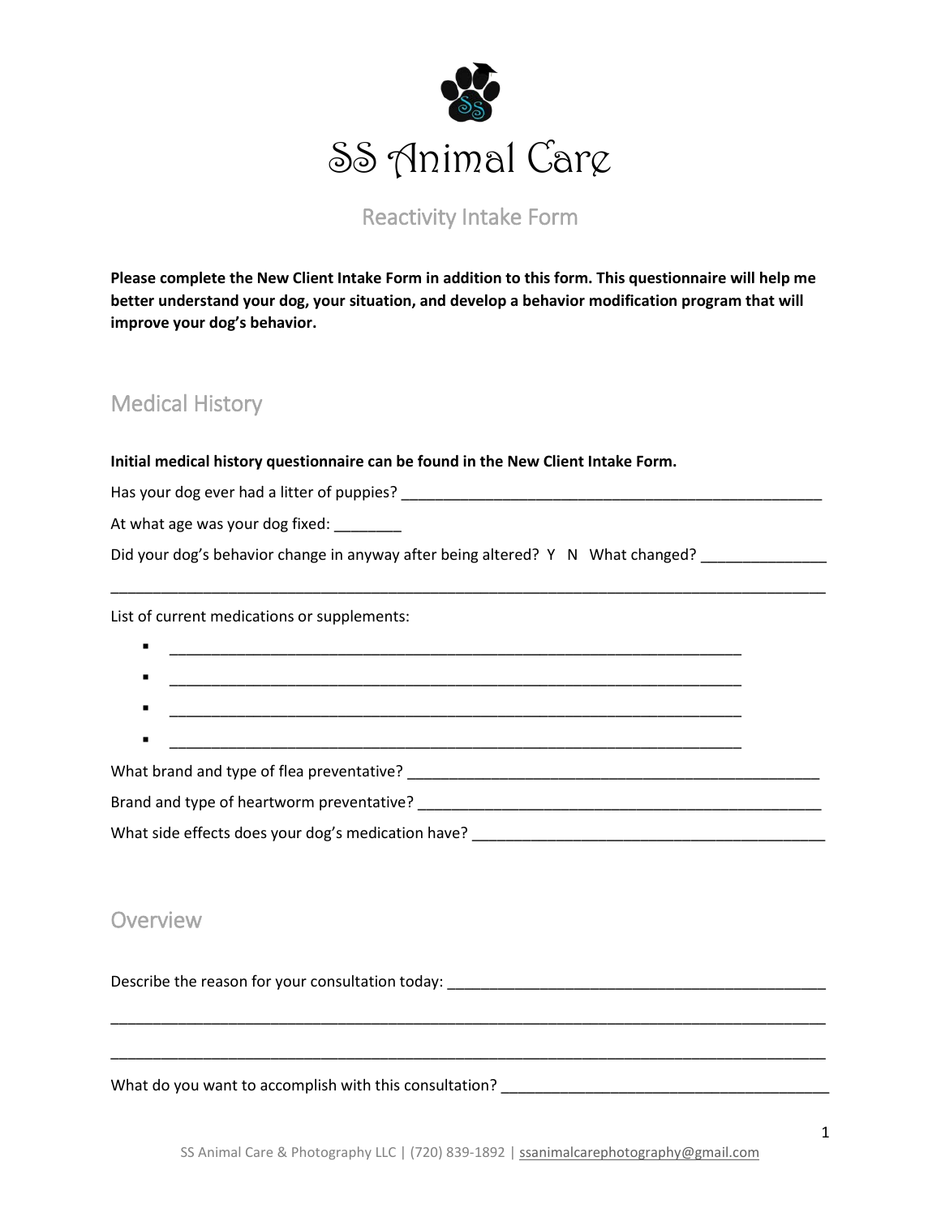# SS Animal Care

## Reactivity Intake Form

**Please complete the New Client Intake Form in addition to this form. This questionnaire will help me better understand your dog, your situation, and develop a behavior modification program that will improve your dog's behavior.**

## Medical History

**Initial medical history questionnaire can be found in the New Client Intake Form.**

Has your dog ever had a litter of puppies? ____________________________________________________

At what age was your dog fixed: ________

Did your dog's behavior change in anyway after being altered? Y N What changed? _______________

_____________________________________________________________________________________

List of current medications or supplements:

- ______________________________________________________________________
- ______________________________________________________________________
- ______________________________________________________________________
- ______________________________________________________________________

What brand and type of flea preventative? ___________________________________________________

Brand and type of heartworm preventative? __________________________________________________

What side effects does your dog's medication have? ___________________________________________

## Overview

Describe the reason for your consultation today: ______________________________________________

_____________________________________________________________________________________

_____________________________________________________________________________________

What do you want to accomplish with this consultation? ________________________________________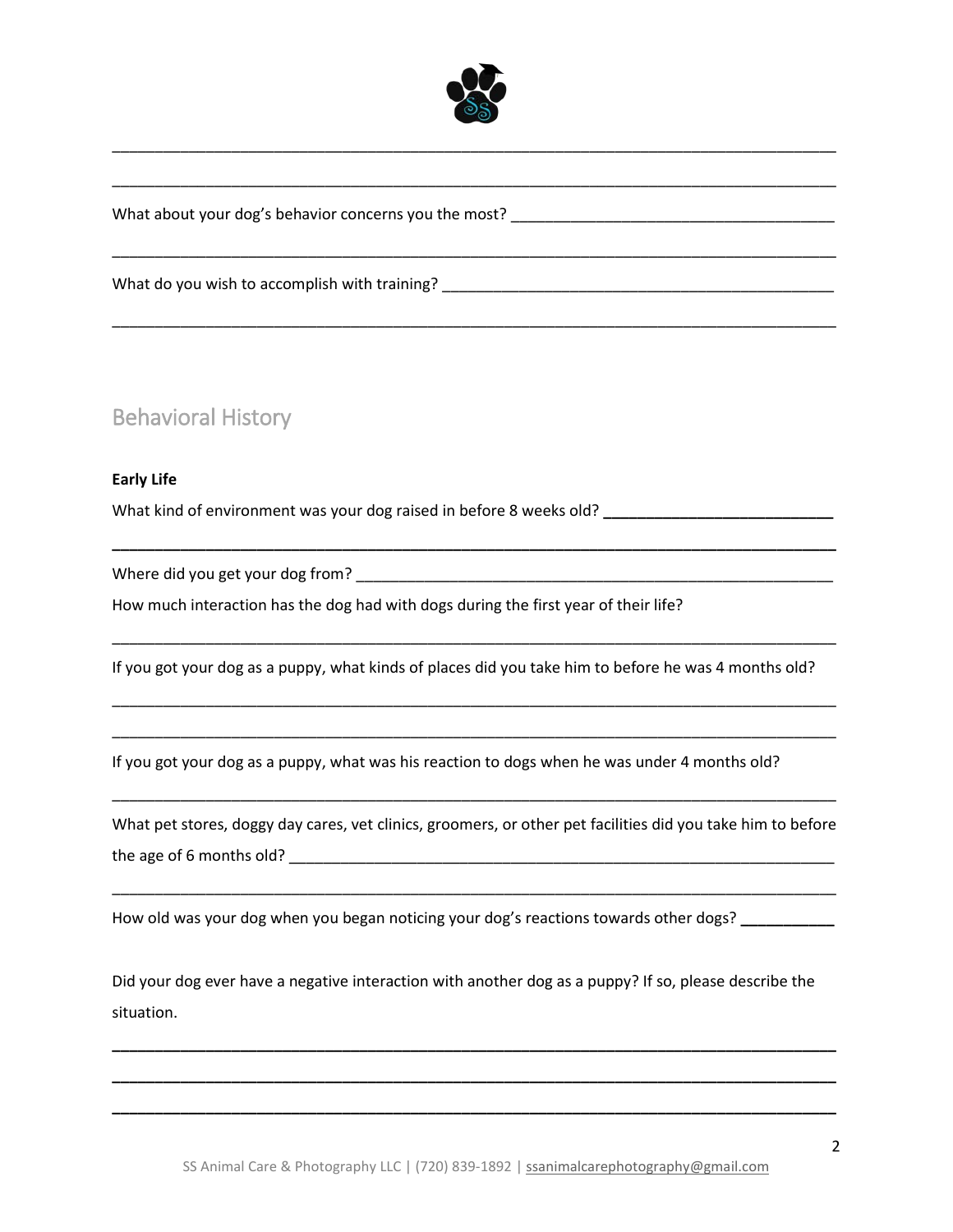______________________________________________________________________________

______________________________________________________________________________

What about your dog's behavior concerns you the most? ______________________________________

______________________________________________________________________________

What do you wish to accomplish with training? _______________________________________________

______________________________________________________________________________

## Behavioral History

**Early Life**

What kind of environment was your dog raised in before 8 weeks old? __________________________

______________________________________________________________________________

Where did you get your dog from? ________________________________________________________

How much interaction has the dog had with dogs during the first year of their life?

______________________________________________________________________________

If you got your dog as a puppy, what kinds of places did you take him to before he was 4 months old?

______________________________________________________________________________

______________________________________________________________________________

If you got your dog as a puppy, what was his reaction to dogs when he was under 4 months old?

______________________________________________________________________________

What pet stores, doggy day cares, vet clinics, groomers, or other pet facilities did you take him to before the age of 6 months old? ______________________________________________________________

______________________________________________________________________________

How old was your dog when you began noticing your dog's reactions towards other dogs? __________

Did your dog ever have a negative interaction with another dog as a puppy? If so, please describe the situation.

______________________________________________________________________________

______________________________________________________________________________

______________________________________________________________________________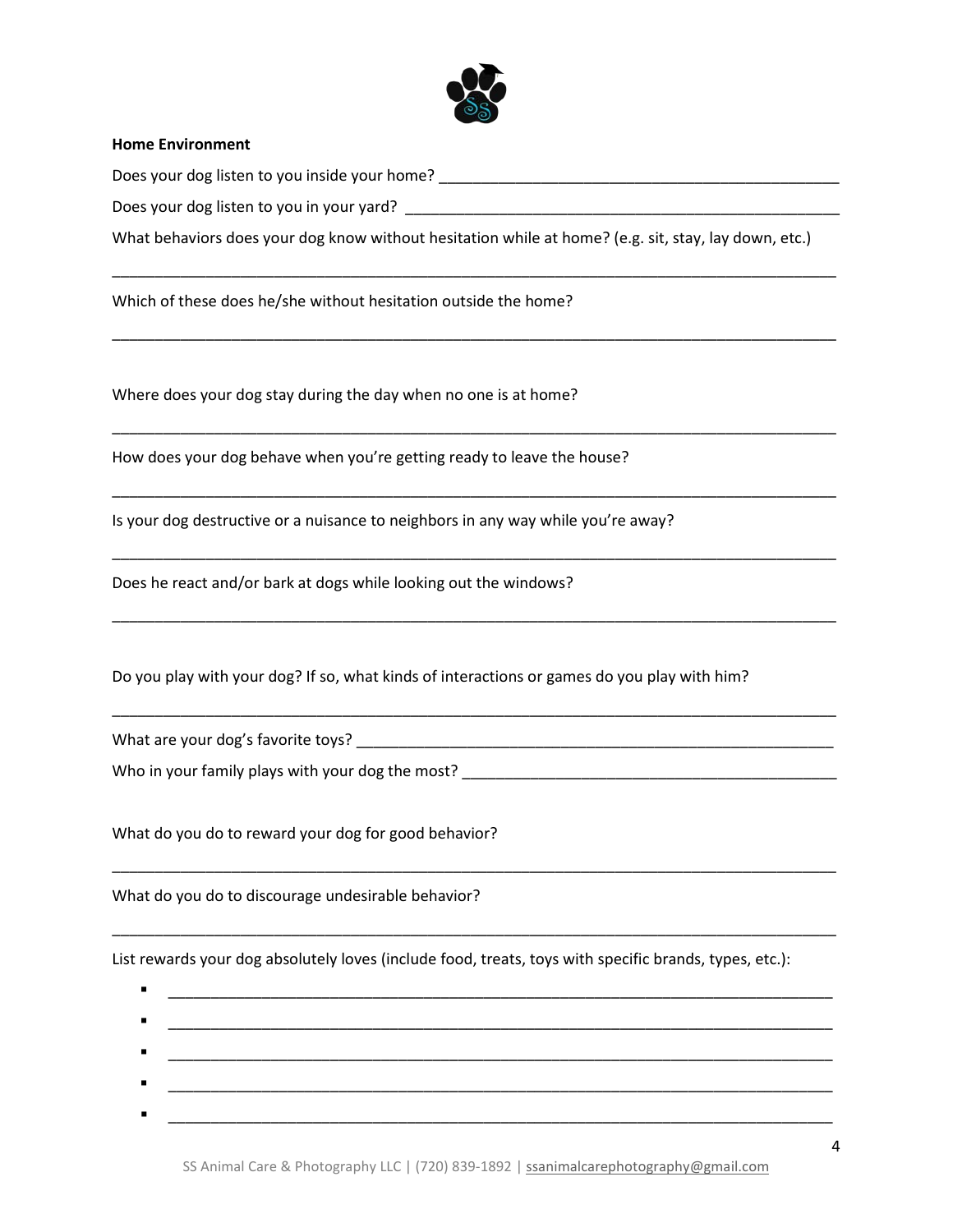**Home Environment**

Does your dog listen to you inside your home? ___________________________________________

Does your dog listen to you in your yard? ______________________________________________

What behaviors does your dog know without hesitation while at home? (e.g. sit, stay, lay down, etc.)

_______________________________________________________________________________

Which of these does he/she without hesitation outside the home?

_______________________________________________________________________________

Where does your dog stay during the day when no one is at home?

_______________________________________________________________________________

How does your dog behave when you're getting ready to leave the house?

_______________________________________________________________________________

Is your dog destructive or a nuisance to neighbors in any way while you're away?

_______________________________________________________________________________

Does he react and/or bark at dogs while looking out the windows?

_______________________________________________________________________________

Do you play with your dog? If so, what kinds of interactions or games do you play with him?

_______________________________________________________________________________

What are your dog's favorite toys? _____________________________________________________

Who in your family plays with your dog the most? ________________________________________

What do you do to reward your dog for good behavior?

_______________________________________________________________________________

What do you do to discourage undesirable behavior?

_______________________________________________________________________________

List rewards your dog absolutely loves (include food, treats, toys with specific brands, types, etc.):

- _________________________________________________________________________
- _________________________________________________________________________
- _________________________________________________________________________
- _________________________________________________________________________
- _________________________________________________________________________

SS Animal Care & Photography LLC | (720) 839-1892 | ssanimalcarephotography@gmail.com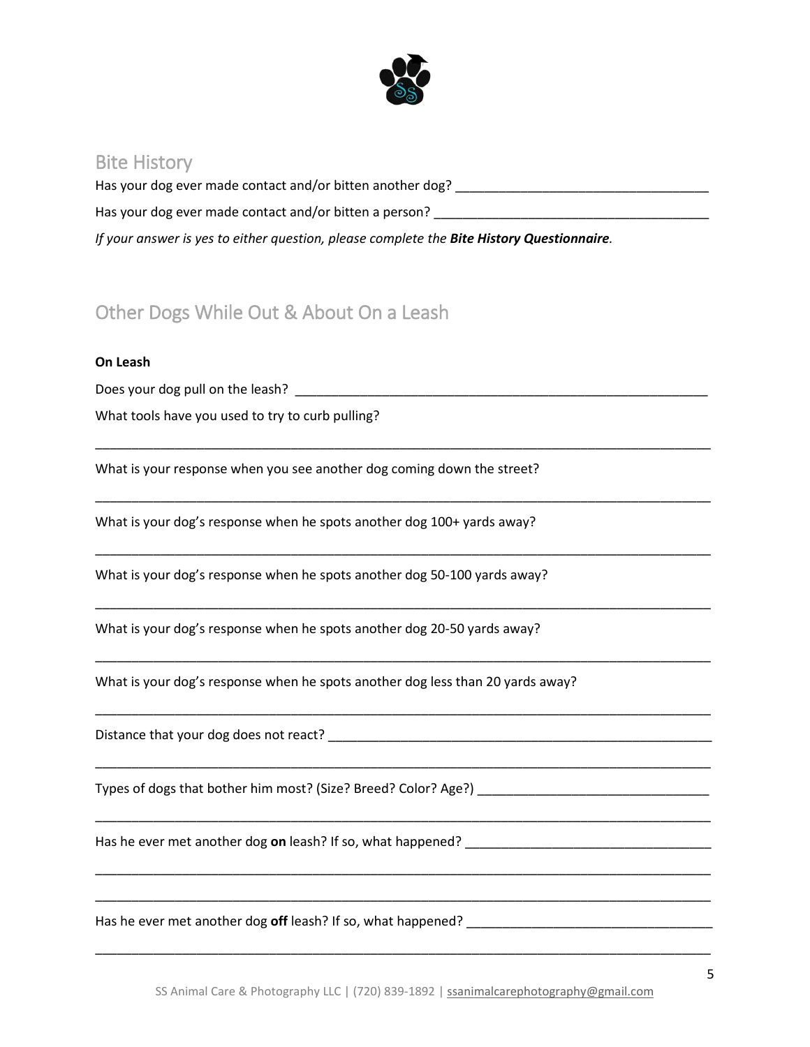## Bite History

Has your dog ever made contact and/or bitten another dog? ___________________________________

Has your dog ever made contact and/or bitten a person? ______________________________________

*If your answer is yes to either question, please complete the **Bite History Questionnaire**.*

## Other Dogs While Out & About On a Leash

**On Leash**

Does your dog pull on the leash? ____________________________________________________________

What tools have you used to try to curb pulling?

_____________________________________________________________________________________

What is your response when you see another dog coming down the street?

_____________________________________________________________________________________

What is your dog's response when he spots another dog 100+ yards away?

_____________________________________________________________________________________

What is your dog's response when he spots another dog 50-100 yards away?

_____________________________________________________________________________________

What is your dog's response when he spots another dog 20-50 yards away?

_____________________________________________________________________________________

What is your dog's response when he spots another dog less than 20 yards away?

_____________________________________________________________________________________

Distance that your dog does not react? ________________________________________________________

_____________________________________________________________________________________

Types of dogs that bother him most? (Size? Breed? Color? Age?) _________________________________

_____________________________________________________________________________________

Has he ever met another dog **on** leash? If so, what happened? __________________________________

_____________________________________________________________________________________

_____________________________________________________________________________________

Has he ever met another dog **off** leash? If so, what happened? __________________________________

_____________________________________________________________________________________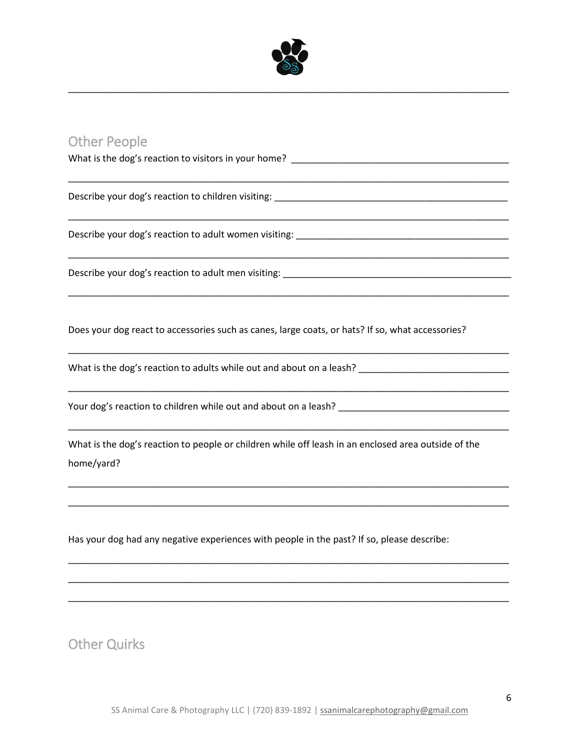## Other People

What is the dog's reaction to visitors in your home? ___________________________________________

_____________________________________________________________________________________

Describe your dog's reaction to children visiting: ______________________________________________

_____________________________________________________________________________________

Describe your dog's reaction to adult women visiting: __________________________________________

_____________________________________________________________________________________

Describe your dog's reaction to adult men visiting: _____________________________________________

_____________________________________________________________________________________

Does your dog react to accessories such as canes, large coats, or hats? If so, what accessories?

_____________________________________________________________________________________

What is the dog's reaction to adults while out and about on a leash? _____________________________

_____________________________________________________________________________________

Your dog's reaction to children while out and about on a leash? _________________________________

_____________________________________________________________________________________

What is the dog's reaction to people or children while off leash in an enclosed area outside of the home/yard?

_____________________________________________________________________________________

_____________________________________________________________________________________

Has your dog had any negative experiences with people in the past? If so, please describe:

_____________________________________________________________________________________

_____________________________________________________________________________________

_____________________________________________________________________________________

## Other Quirks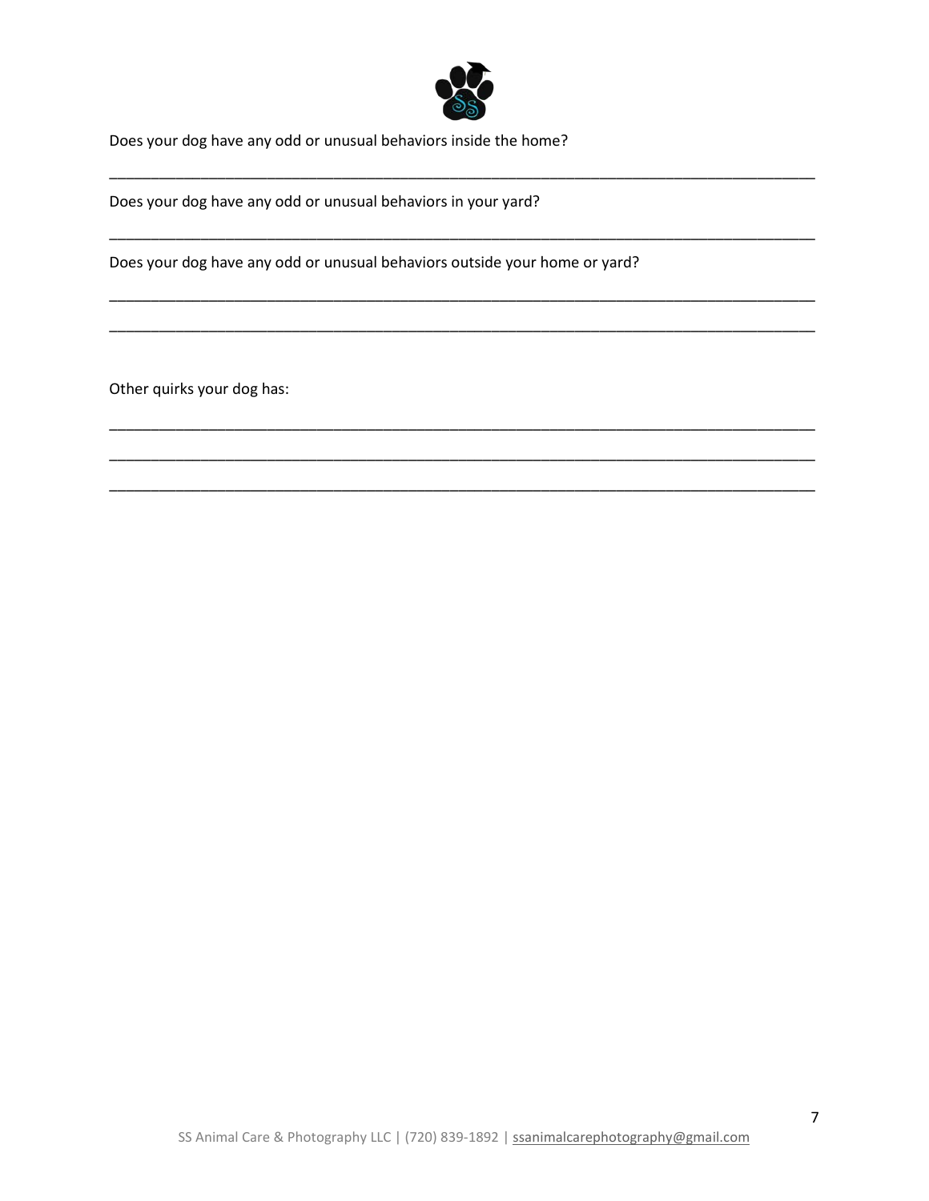Does your dog have any odd or unusual behaviors inside the home?

_______________________________________________________________________________

Does your dog have any odd or unusual behaviors in your yard?

_______________________________________________________________________________

Does your dog have any odd or unusual behaviors outside your home or yard?

_______________________________________________________________________________

_______________________________________________________________________________

Other quirks your dog has:

_______________________________________________________________________________

_______________________________________________________________________________

_______________________________________________________________________________